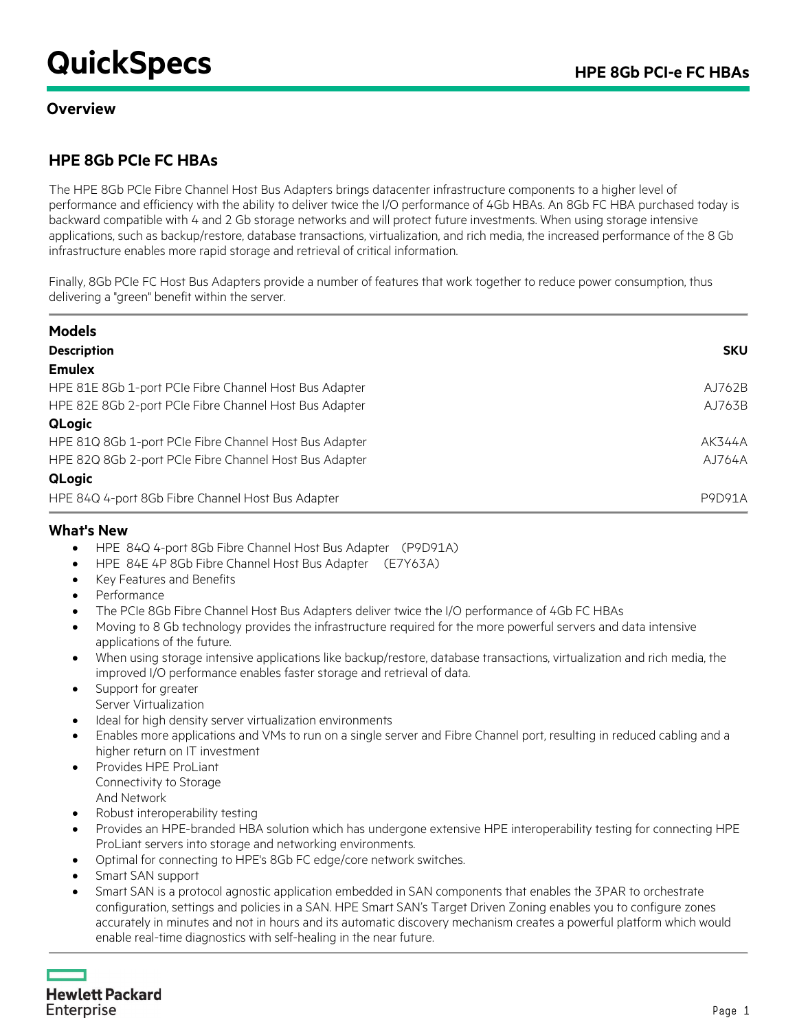# QuickSpecs

## HPE 8Gb PCI-e FC HBAs

### Overview

## HPE 8Gb PCIe FC HBAs

The HPE 8Gb PCIe Fibre Channel Host Bus Adapters brings datacenter infrastructure components to a higher level of performance and efficiency with the ability to deliver twice the I/O performance of 4Gb HBAs. An 8Gb FC HBA purchased today is backward compatible with 4 and 2 Gb storage networks and will protect future investments. When using storage intensive applications, such as backup/restore, database transactions, virtualization, and rich media, the increased performance of the 8 Gb infrastructure enables more rapid storage and retrieval of critical information.

Finally, 8Gb PCIe FC Host Bus Adapters provide a number of features that work together to reduce power consumption, thus delivering a "green" benefit within the server.

### Models

| Description | SKU |
|---|---|
| **Emulex** | |
| HPE 81E 8Gb 1-port PCIe Fibre Channel Host Bus Adapter | AJ762B |
| HPE 82E 8Gb 2-port PCIe Fibre Channel Host Bus Adapter | AJ763B |
| **QLogic** | |
| HPE 81Q 8Gb 1-port PCIe Fibre Channel Host Bus Adapter | AK344A |
| HPE 82Q 8Gb 2-port PCIe Fibre Channel Host Bus Adapter | AJ764A |
| **QLogic** | |
| HPE 84Q 4-port 8Gb Fibre Channel Host Bus Adapter | P9D91A |

### What's New

- HPE 84Q 4-port 8Gb Fibre Channel Host Bus Adapter (P9D91A)
- HPE 84E 4P 8Gb Fibre Channel Host Bus Adapter (E7Y63A)
- Key Features and Benefits
- Performance
- The PCIe 8Gb Fibre Channel Host Bus Adapters deliver twice the I/O performance of 4Gb FC HBAs
- Moving to 8 Gb technology provides the infrastructure required for the more powerful servers and data intensive applications of the future.
- When using storage intensive applications like backup/restore, database transactions, virtualization and rich media, the improved I/O performance enables faster storage and retrieval of data.
- Support for greater Server Virtualization
- Ideal for high density server virtualization environments
- Enables more applications and VMs to run on a single server and Fibre Channel port, resulting in reduced cabling and a higher return on IT investment
- Provides HPE ProLiant Connectivity to Storage And Network
- Robust interoperability testing
- Provides an HPE-branded HBA solution which has undergone extensive HPE interoperability testing for connecting HPE ProLiant servers into storage and networking environments.
- Optimal for connecting to HPE's 8Gb FC edge/core network switches.
- Smart SAN support
- Smart SAN is a protocol agnostic application embedded in SAN components that enables the 3PAR to orchestrate configuration, settings and policies in a SAN. HPE Smart SAN's Target Driven Zoning enables you to configure zones accurately in minutes and not in hours and its automatic discovery mechanism creates a powerful platform which would enable real-time diagnostics with self-healing in the near future.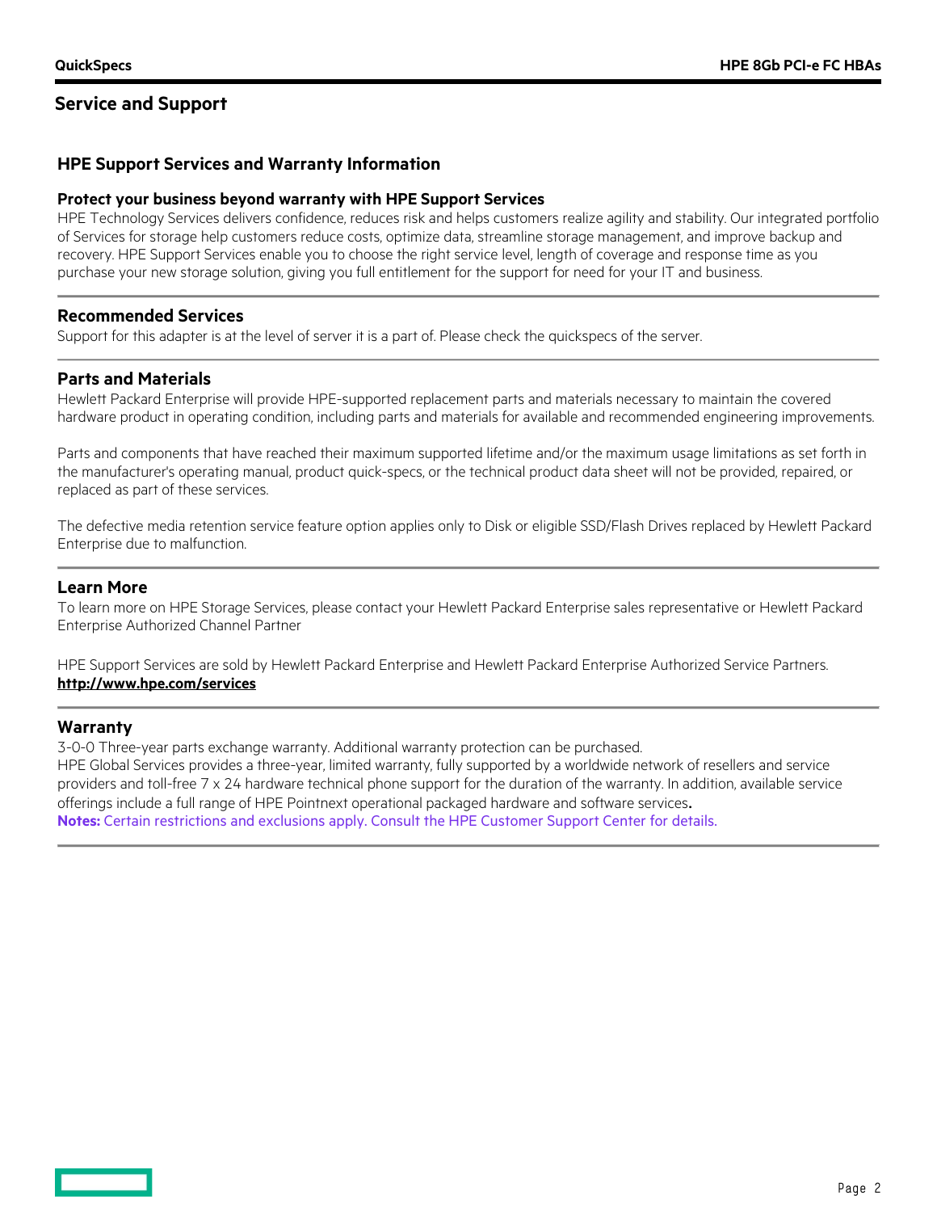## Service and Support

### HPE Support Services and Warranty Information

**Protect your business beyond warranty with HPE Support Services**

HPE Technology Services delivers confidence, reduces risk and helps customers realize agility and stability. Our integrated portfolio of Services for storage help customers reduce costs, optimize data, streamline storage management, and improve backup and recovery. HPE Support Services enable you to choose the right service level, length of coverage and response time as you purchase your new storage solution, giving you full entitlement for the support for need for your IT and business.

### Recommended Services

Support for this adapter is at the level of server it is a part of. Please check the quickspecs of the server.

### Parts and Materials

Hewlett Packard Enterprise will provide HPE-supported replacement parts and materials necessary to maintain the covered hardware product in operating condition, including parts and materials for available and recommended engineering improvements.

Parts and components that have reached their maximum supported lifetime and/or the maximum usage limitations as set forth in the manufacturer's operating manual, product quick-specs, or the technical product data sheet will not be provided, repaired, or replaced as part of these services.

The defective media retention service feature option applies only to Disk or eligible SSD/Flash Drives replaced by Hewlett Packard Enterprise due to malfunction.

### Learn More

To learn more on HPE Storage Services, please contact your Hewlett Packard Enterprise sales representative or Hewlett Packard Enterprise Authorized Channel Partner

HPE Support Services are sold by Hewlett Packard Enterprise and Hewlett Packard Enterprise Authorized Service Partners.
**http://www.hpe.com/services**

### Warranty

3-0-0 Three-year parts exchange warranty. Additional warranty protection can be purchased.
HPE Global Services provides a three-year, limited warranty, fully supported by a worldwide network of resellers and service providers and toll-free 7 x 24 hardware technical phone support for the duration of the warranty. In addition, available service offerings include a full range of HPE Pointnext operational packaged hardware and software services.
**Notes:** Certain restrictions and exclusions apply. Consult the HPE Customer Support Center for details.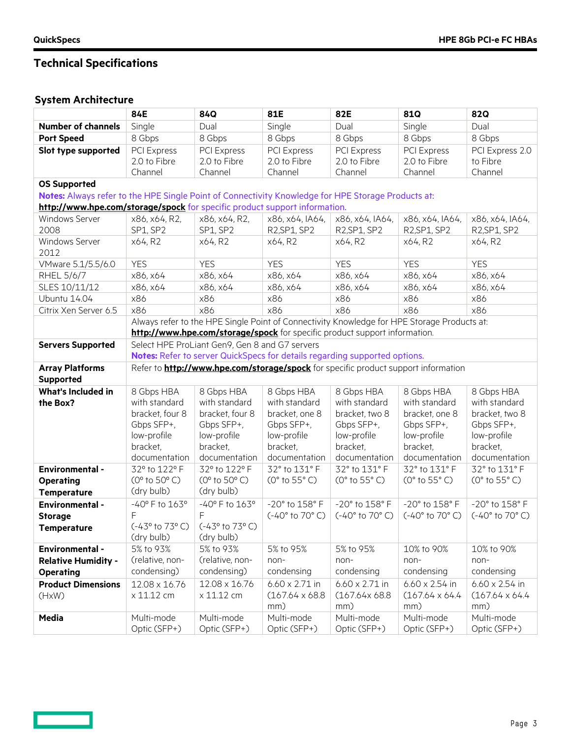## Technical Specifications

### System Architecture

| | 84E | 84Q | 81E | 82E | 81Q | 82Q |
|---|---|---|---|---|---|---|
| **Number of channels** | Single | Dual | Single | Dual | Single | Dual |
| **Port Speed** | 8 Gbps | 8 Gbps | 8 Gbps | 8 Gbps | 8 Gbps | 8 Gbps |
| **Slot type supported** | PCI Express 2.0 to Fibre Channel | PCI Express 2.0 to Fibre Channel | PCI Express 2.0 to Fibre Channel | PCI Express 2.0 to Fibre Channel | PCI Express 2.0 to Fibre Channel | PCI Express 2.0 to Fibre Channel |
| **OS Supported** **Notes:** Always refer to the HPE Single Point of Connectivity Knowledge for HPE Storage Products at: **http://www.hpe.com/storage/spock** for specific product support information. | | | | | | |
| Windows Server 2008 | x86, x64, R2, SP1, SP2 | x86, x64, R2, SP1, SP2 | x86, x64, IA64, R2,SP1, SP2 | x86, x64, IA64, R2,SP1, SP2 | x86, x64, IA64, R2,SP1, SP2 | x86, x64, IA64, R2,SP1, SP2 |
| Windows Server 2012 | x64, R2 | x64, R2 | x64, R2 | x64, R2 | x64, R2 | x64, R2 |
| VMware 5.1/5.5/6.0 | YES | YES | YES | YES | YES | YES |
| RHEL 5/6/7 | x86, x64 | x86, x64 | x86, x64 | x86, x64 | x86, x64 | x86, x64 |
| SLES 10/11/12 | x86, x64 | x86, x64 | x86, x64 | x86, x64 | x86, x64 | x86, x64 |
| Ubuntu 14.04 | x86 | x86 | x86 | x86 | x86 | x86 |
| Citrix Xen Server 6.5 | x86 | x86 | x86 | x86 | x86 | x86 |
| | Always refer to the HPE Single Point of Connectivity Knowledge for HPE Storage Products at: **http://www.hpe.com/storage/spock** for specific product support information. | | | | | |
| **Servers Supported** | Select HPE ProLiant Gen9, Gen 8 and G7 servers **Notes:** Refer to server QuickSpecs for details regarding supported options. | | | | | |
| **Array Platforms Supported** | Refer to **http://www.hpe.com/storage/spock** for specific product support information | | | | | |
| **What's Included in the Box?** | 8 Gbps HBA with standard bracket, four 8 Gbps SFP+, low-profile bracket, documentation | 8 Gbps HBA with standard bracket, four 8 Gbps SFP+, low-profile bracket, documentation | 8 Gbps HBA with standard bracket, one 8 Gbps SFP+, low-profile bracket, documentation | 8 Gbps HBA with standard bracket, two 8 Gbps SFP+, low-profile bracket, documentation | 8 Gbps HBA with standard bracket, one 8 Gbps SFP+, low-profile bracket, documentation | 8 Gbps HBA with standard bracket, two 8 Gbps SFP+, low-profile bracket, documentation |
| **Environmental - Operating Temperature** | 32° to 122° F (0° to 50° C) (dry bulb) | 32° to 122° F (0° to 50° C) (dry bulb) | 32° to 131° F (0° to 55° C) | 32° to 131° F (0° to 55° C) | 32° to 131° F (0° to 55° C) | 32° to 131° F (0° to 55° C) |
| **Environmental - Storage Temperature** | -40° F to 163° F (-43° to 73° C) (dry bulb) | -40° F to 163° F (-43° to 73° C) (dry bulb) | -20° to 158° F (-40° to 70° C) | -20° to 158° F (-40° to 70° C) | -20° to 158° F (-40° to 70° C) | -20° to 158° F (-40° to 70° C) |
| **Environmental - Relative Humidity - Operating** | 5% to 93% (relative, non-condensing) | 5% to 93% (relative, non-condensing) | 5% to 95% non-condensing | 5% to 95% non-condensing | 10% to 90% non-condensing | 10% to 90% non-condensing |
| **Product Dimensions** (HxW) | 12.08 x 16.76 x 11.12 cm | 12.08 x 16.76 x 11.12 cm | 6.60 x 2.71 in (167.64 x 68.8 mm) | 6.60 x 2.71 in (167.64x 68.8 mm) | 6.60 x 2.54 in (167.64 x 64.4 mm) | 6.60 x 2.54 in (167.64 x 64.4 mm) |
| **Media** | Multi-mode Optic (SFP+) | Multi-mode Optic (SFP+) | Multi-mode Optic (SFP+) | Multi-mode Optic (SFP+) | Multi-mode Optic (SFP+) | Multi-mode Optic (SFP+) |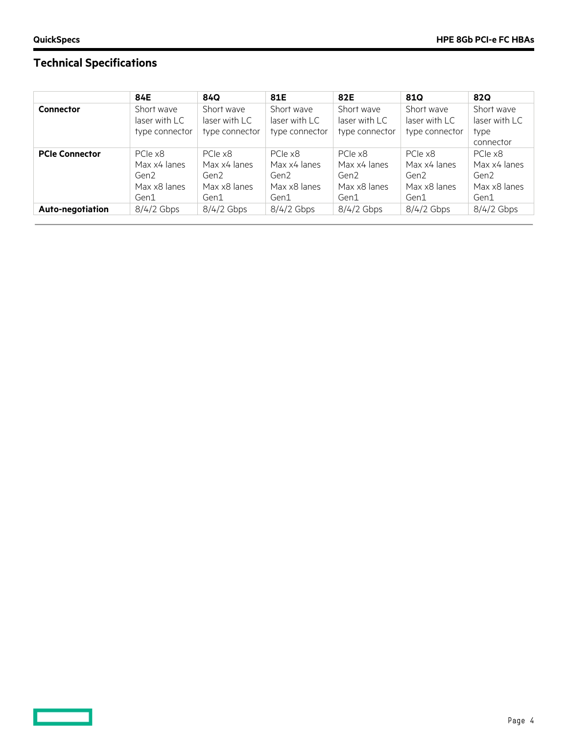## Technical Specifications

| | 84E | 84Q | 81E | 82E | 81Q | 82Q |
|---|---|---|---|---|---|---|
| **Connector** | Short wave laser with LC type connector | Short wave laser with LC type connector | Short wave laser with LC type connector | Short wave laser with LC type connector | Short wave laser with LC type connector | Short wave laser with LC type connector |
| **PCIe Connector** | PCIe x8 Max x4 lanes Gen2 Max x8 lanes Gen1 | PCIe x8 Max x4 lanes Gen2 Max x8 lanes Gen1 | PCIe x8 Max x4 lanes Gen2 Max x8 lanes Gen1 | PCIe x8 Max x4 lanes Gen2 Max x8 lanes Gen1 | PCIe x8 Max x4 lanes Gen2 Max x8 lanes Gen1 | PCIe x8 Max x4 lanes Gen2 Max x8 lanes Gen1 |
| **Auto-negotiation** | 8/4/2 Gbps | 8/4/2 Gbps | 8/4/2 Gbps | 8/4/2 Gbps | 8/4/2 Gbps | 8/4/2 Gbps |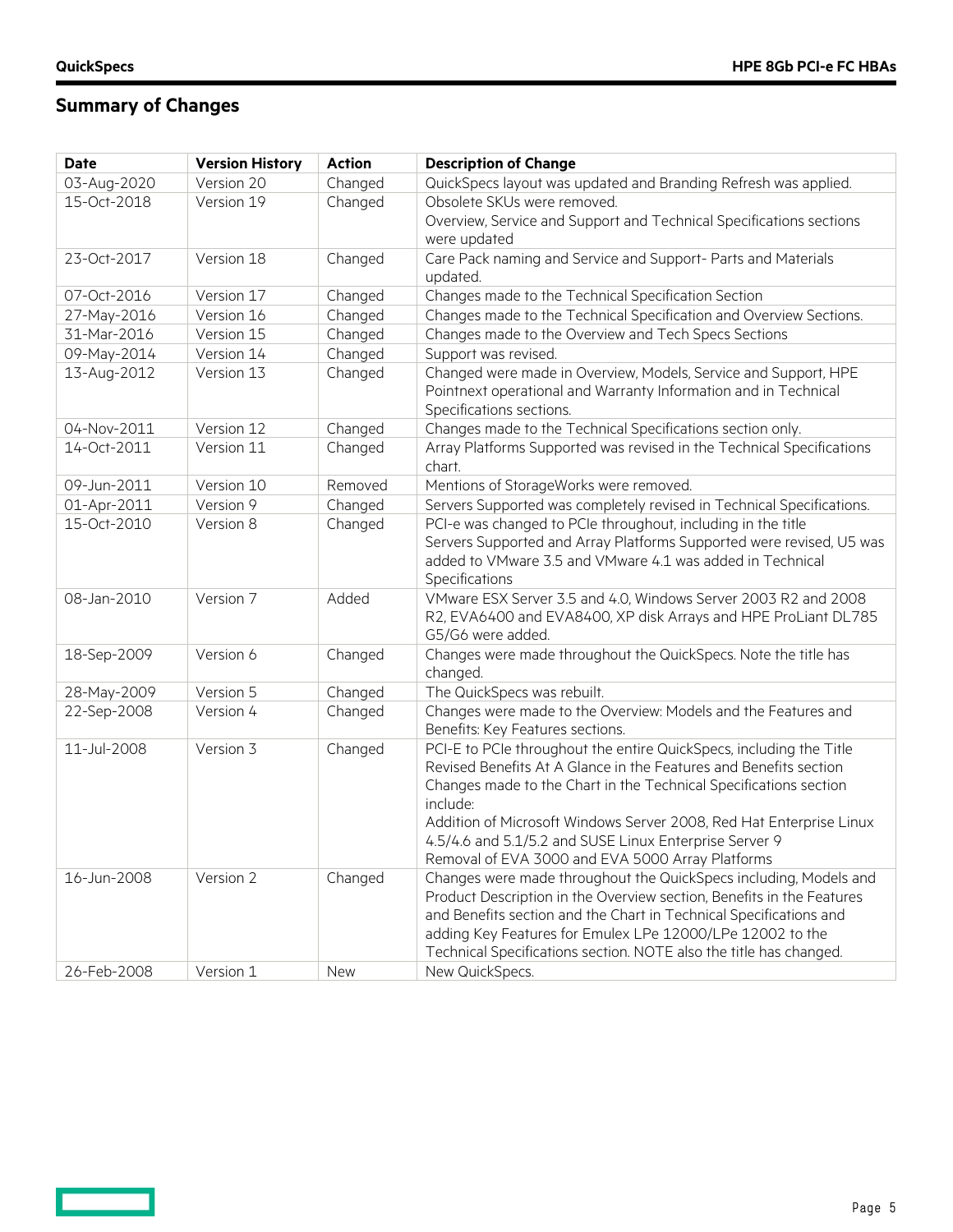## Summary of Changes

| Date | Version History | Action | Description of Change |
| --- | --- | --- | --- |
| 03-Aug-2020 | Version 20 | Changed | QuickSpecs layout was updated and Branding Refresh was applied. |
| 15-Oct-2018 | Version 19 | Changed | Obsolete SKUs were removed.<br>Overview, Service and Support and Technical Specifications sections were updated |
| 23-Oct-2017 | Version 18 | Changed | Care Pack naming and Service and Support- Parts and Materials updated. |
| 07-Oct-2016 | Version 17 | Changed | Changes made to the Technical Specification Section |
| 27-May-2016 | Version 16 | Changed | Changes made to the Technical Specification and Overview Sections. |
| 31-Mar-2016 | Version 15 | Changed | Changes made to the Overview and Tech Specs Sections |
| 09-May-2014 | Version 14 | Changed | Support was revised. |
| 13-Aug-2012 | Version 13 | Changed | Changed were made in Overview, Models, Service and Support, HPE Pointnext operational and Warranty Information and in Technical Specifications sections. |
| 04-Nov-2011 | Version 12 | Changed | Changes made to the Technical Specifications section only. |
| 14-Oct-2011 | Version 11 | Changed | Array Platforms Supported was revised in the Technical Specifications chart. |
| 09-Jun-2011 | Version 10 | Removed | Mentions of StorageWorks were removed. |
| 01-Apr-2011 | Version 9 | Changed | Servers Supported was completely revised in Technical Specifications. |
| 15-Oct-2010 | Version 8 | Changed | PCI-e was changed to PCIe throughout, including in the title<br>Servers Supported and Array Platforms Supported were revised, U5 was added to VMware 3.5 and VMware 4.1 was added in Technical Specifications |
| 08-Jan-2010 | Version 7 | Added | VMware ESX Server 3.5 and 4.0, Windows Server 2003 R2 and 2008 R2, EVA6400 and EVA8400, XP disk Arrays and HPE ProLiant DL785 G5/G6 were added. |
| 18-Sep-2009 | Version 6 | Changed | Changes were made throughout the QuickSpecs. Note the title has changed. |
| 28-May-2009 | Version 5 | Changed | The QuickSpecs was rebuilt. |
| 22-Sep-2008 | Version 4 | Changed | Changes were made to the Overview: Models and the Features and Benefits: Key Features sections. |
| 11-Jul-2008 | Version 3 | Changed | PCI-E to PCIe throughout the entire QuickSpecs, including the Title<br>Revised Benefits At A Glance in the Features and Benefits section<br>Changes made to the Chart in the Technical Specifications section include:<br>Addition of Microsoft Windows Server 2008, Red Hat Enterprise Linux 4.5/4.6 and 5.1/5.2 and SUSE Linux Enterprise Server 9<br>Removal of EVA 3000 and EVA 5000 Array Platforms |
| 16-Jun-2008 | Version 2 | Changed | Changes were made throughout the QuickSpecs including, Models and Product Description in the Overview section, Benefits in the Features and Benefits section and the Chart in Technical Specifications and adding Key Features for Emulex LPe 12000/LPe 12002 to the Technical Specifications section. NOTE also the title has changed. |
| 26-Feb-2008 | Version 1 | New | New QuickSpecs. |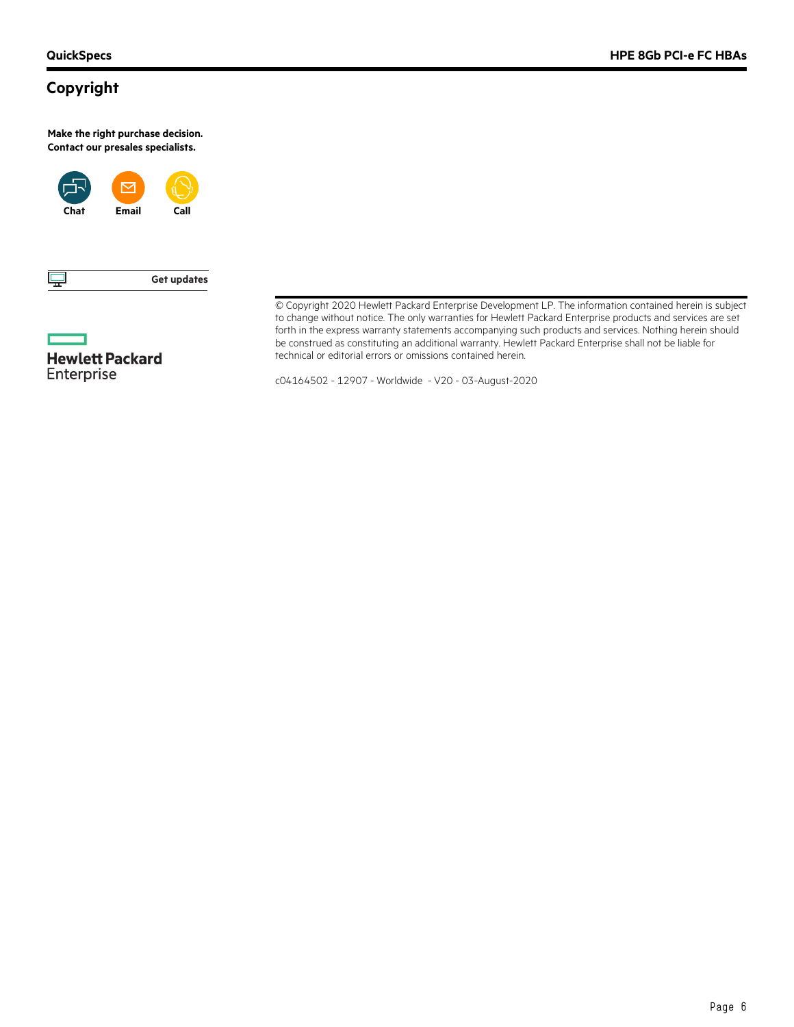## Copyright

**Make the right purchase decision.**
**Contact our presales specialists.**

Chat

Email

Call

Get updates

Hewlett Packard
Enterprise

© Copyright 2020 Hewlett Packard Enterprise Development LP. The information contained herein is subject to change without notice. The only warranties for Hewlett Packard Enterprise products and services are set forth in the express warranty statements accompanying such products and services. Nothing herein should be construed as constituting an additional warranty. Hewlett Packard Enterprise shall not be liable for technical or editorial errors or omissions contained herein.

c04164502 - 12907 - Worldwide - V20 - 03-August-2020